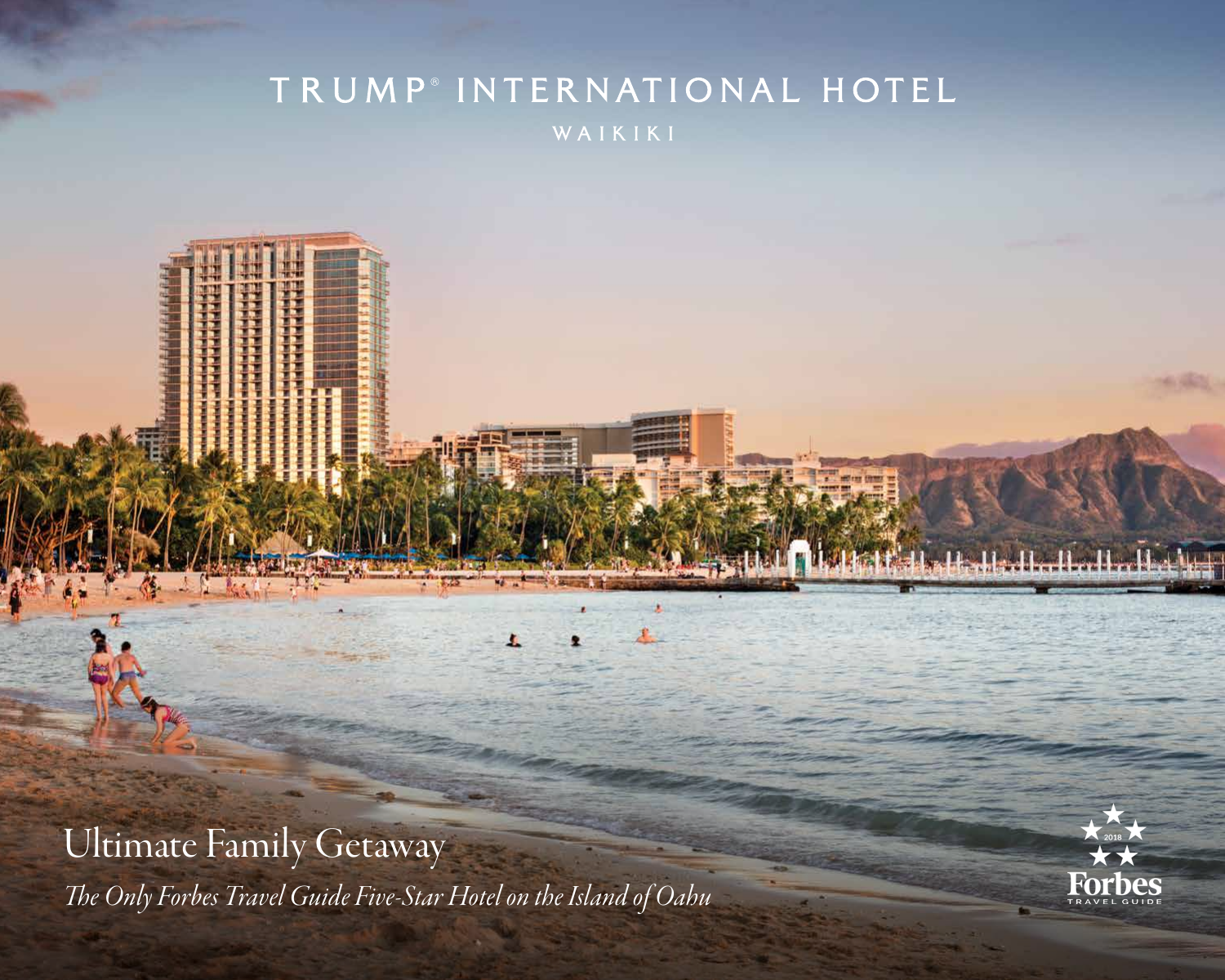# TRUMP® INTERNATIONAL HOTEL

WAIKIKI

## Ultimate Family Getaway

*The Only Forbes Travel Guide Five-Star Hotel on the Island of Oahu*

2018 Forbes TRAVEL GUIDE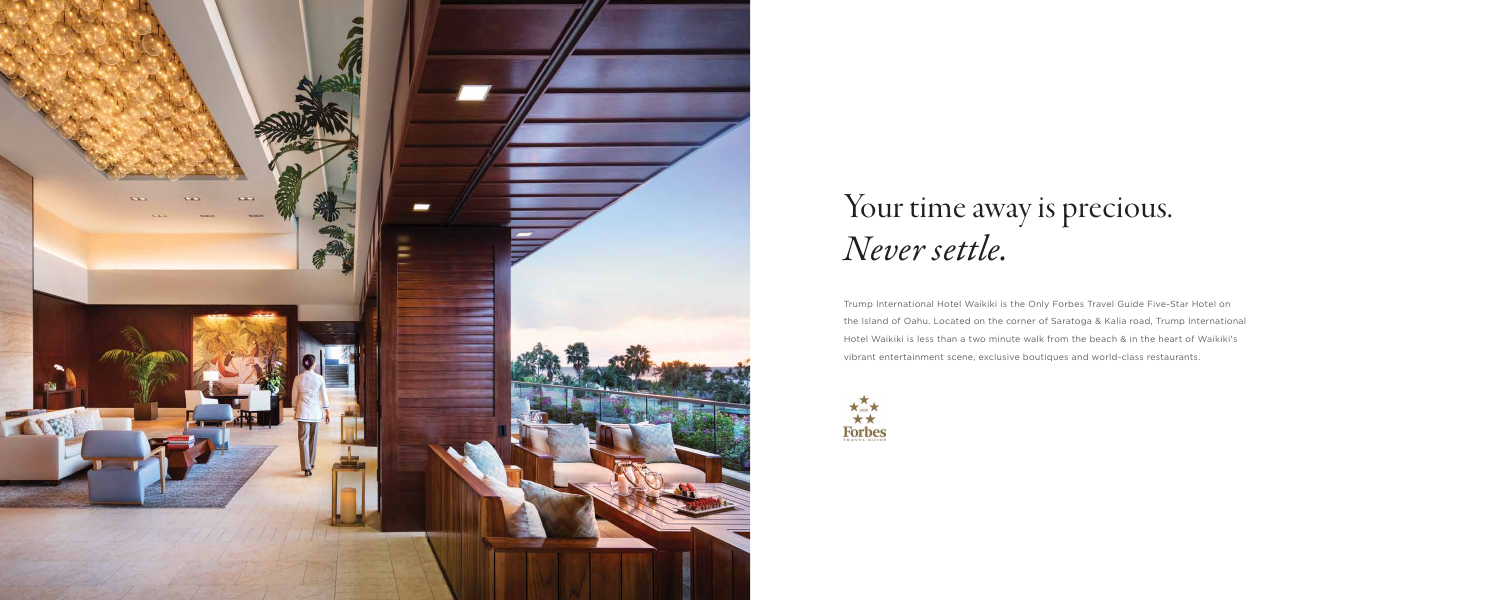# Your time away is precious.
# *Never settle.*

Trump International Hotel Waikiki is the Only Forbes Travel Guide Five-Star Hotel on the Island of Oahu. Located on the corner of Saratoga & Kalia road, Trump International Hotel Waikiki is less than a two minute walk from the beach & in the heart of Waikiki's vibrant entertainment scene, exclusive boutiques and world-class restaurants.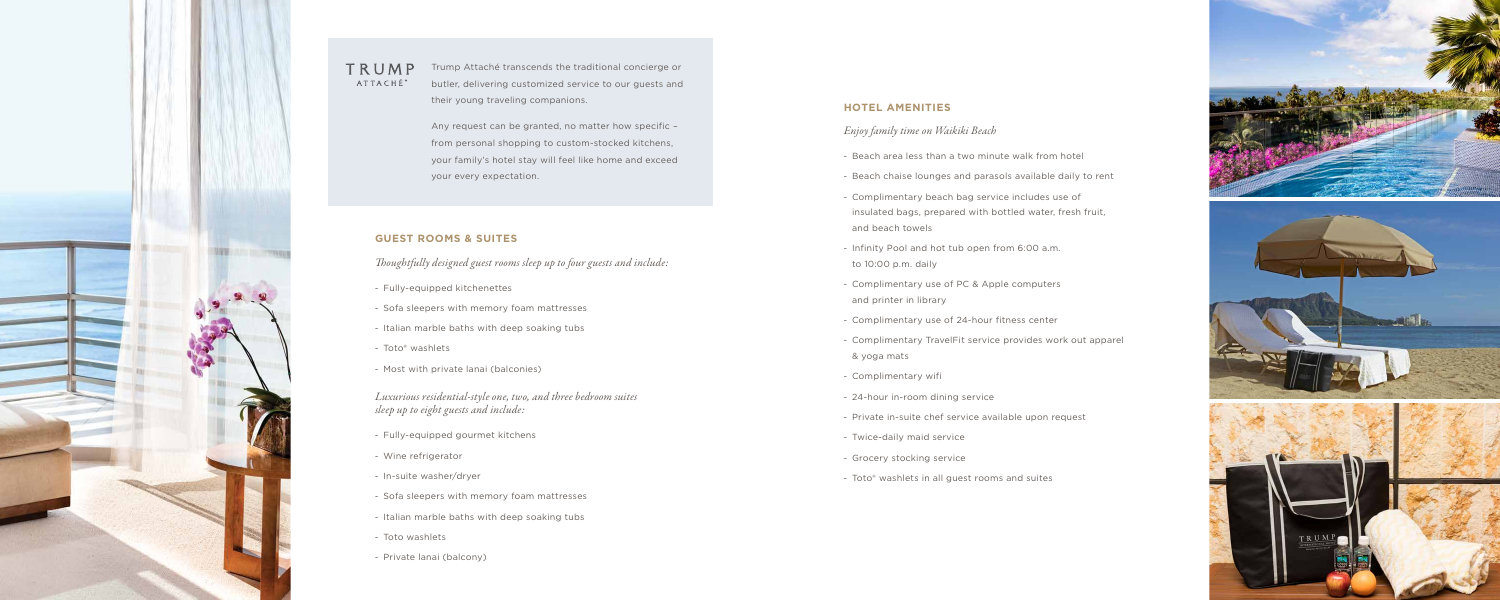TRUMP
ATTACHÉ®

Trump Attaché transcends the traditional concierge or butler, delivering customized service to our guests and their young traveling companions.

Any request can be granted, no matter how specific – from personal shopping to custom-stocked kitchens, your family's hotel stay will feel like home and exceed your every expectation.

## GUEST ROOMS & SUITES

*Thoughtfully designed guest rooms sleep up to four guests and include:*

- Fully-equipped kitchenettes
- Sofa sleepers with memory foam mattresses
- Italian marble baths with deep soaking tubs
- Toto® washlets
- Most with private lanai (balconies)

*Luxurious residential-style one, two, and three bedroom suites sleep up to eight guests and include:*

- Fully-equipped gourmet kitchens
- Wine refrigerator
- In-suite washer/dryer
- Sofa sleepers with memory foam mattresses
- Italian marble baths with deep soaking tubs
- Toto washlets
- Private lanai (balcony)

## HOTEL AMENITIES

*Enjoy family time on Waikiki Beach*

- Beach area less than a two minute walk from hotel
- Beach chaise lounges and parasols available daily to rent
- Complimentary beach bag service includes use of insulated bags, prepared with bottled water, fresh fruit, and beach towels
- Infinity Pool and hot tub open from 6:00 a.m. to 10:00 p.m. daily
- Complimentary use of PC & Apple computers and printer in library
- Complimentary use of 24-hour fitness center
- Complimentary TravelFit service provides work out apparel & yoga mats
- Complimentary wifi
- 24-hour in-room dining service
- Private in-suite chef service available upon request
- Twice-daily maid service
- Grocery stocking service
- Toto® washlets in all guest rooms and suites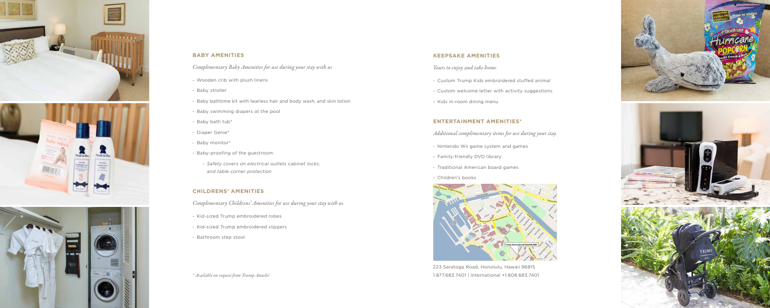## BABY AMENITIES

*Complimentary Baby Amenities for use during your stay with us*

- Wooden crib with plush linens
- Baby stroller
- Baby bathtime kit with tearless hair and body wash, and skin lotion
- Baby swimming diapers at the pool
- Baby bath tub*
- Diaper Genie*
- Baby monitor*
- Baby-proofing of the guestroom
  - *Safety covers on electrical outlets cabinet locks, and table corner protection*

## CHILDRENS' AMENITIES

*Complimentary Childrens' Amenities for use during your stay with us*

- Kid-sized Trump embroidered robes
- Kid-sized Trump embroidered slippers
- Bathroom step stool

*\* Available on request from Trump Attaché*

## KEEPSAKE AMENITIES

*Yours to enjoy and take home*

- Custom Trump Kids embroidered stuffed animal
- Custom welcome letter with activity suggestions
- Kids in-room dining menu

## ENTERTAINMENT AMENITIES*

*Additional complimentary items for use during your stay*

- Nintendo Wii game system and games
- Family-friendly DVD library
- Traditional American board games
- Children's books

223 Saratoga Road, Honolulu, Hawaii 96815
1.877.683.7401 | International +1.808.683.7401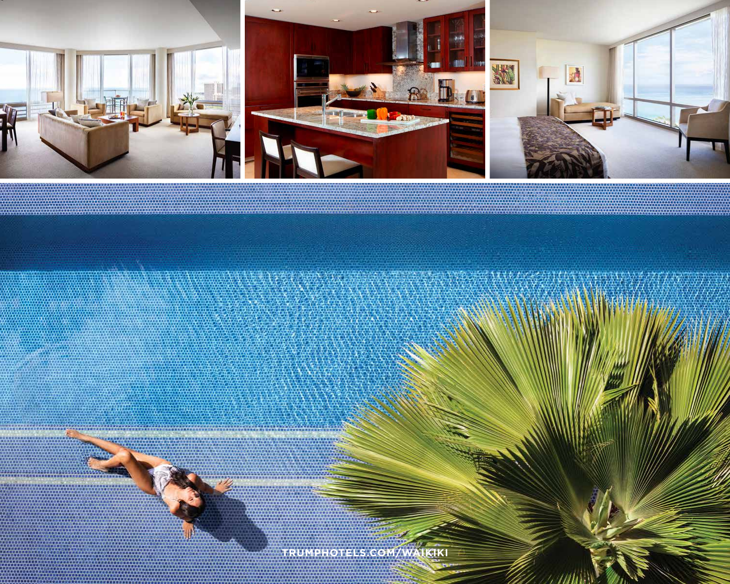TRUMPHOTELS.COM/WAIKIKI